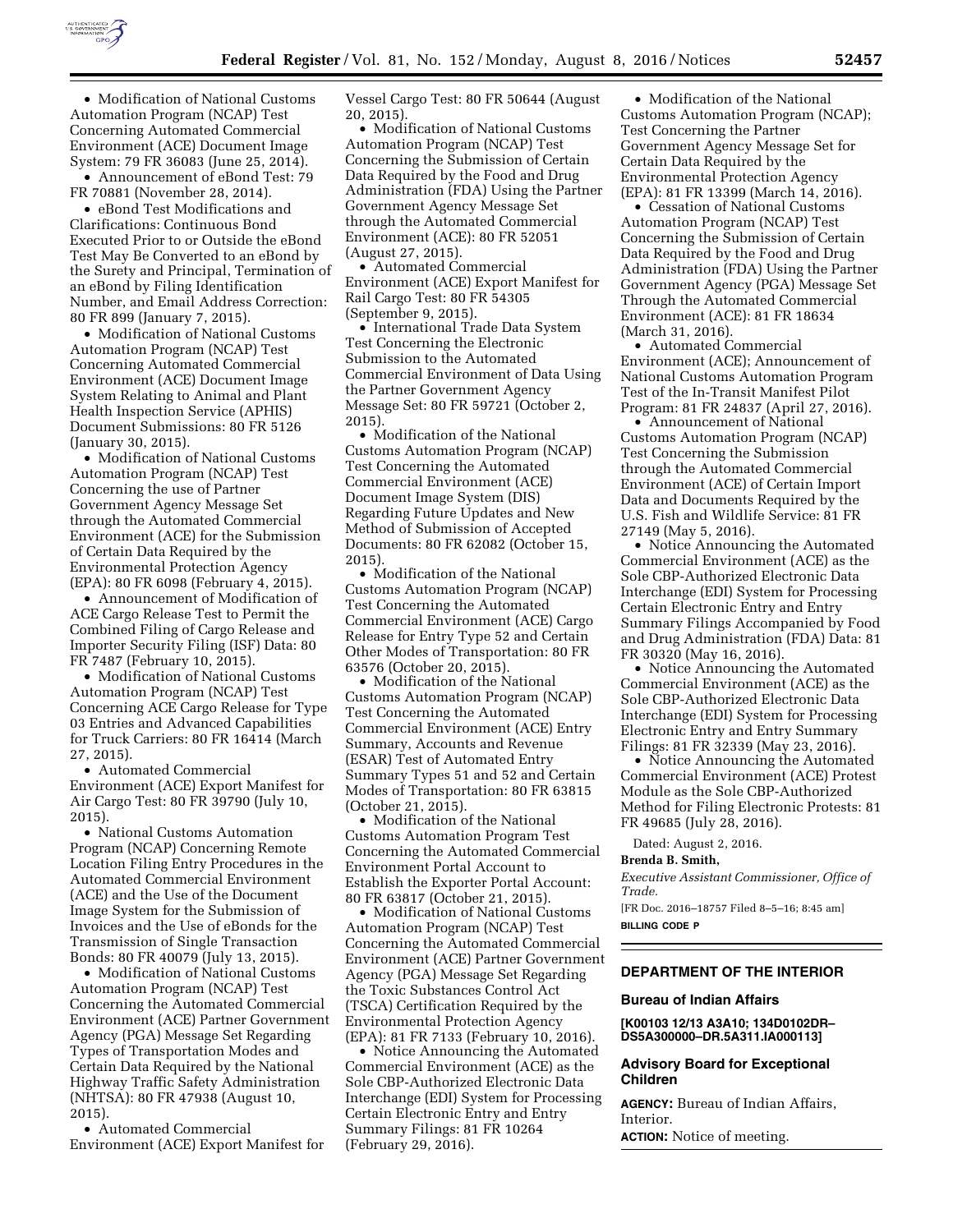- Modification of National Customs Automation Program (NCAP) Test Concerning Automated Commercial Environment (ACE) Document Image System: 79 FR 36083 (June 25, 2014).
- Announcement of eBond Test: 79 FR 70881 (November 28, 2014).
- eBond Test Modifications and Clarifications: Continuous Bond Executed Prior to or Outside the eBond Test May Be Converted to an eBond by the Surety and Principal, Termination of an eBond by Filing Identification Number, and Email Address Correction: 80 FR 899 (January 7, 2015).
- Modification of National Customs Automation Program (NCAP) Test Concerning Automated Commercial Environment (ACE) Document Image System Relating to Animal and Plant Health Inspection Service (APHIS) Document Submissions: 80 FR 5126 (January 30, 2015).
- Modification of National Customs Automation Program (NCAP) Test Concerning the use of Partner Government Agency Message Set through the Automated Commercial Environment (ACE) for the Submission of Certain Data Required by the Environmental Protection Agency (EPA): 80 FR 6098 (February 4, 2015).
- Announcement of Modification of ACE Cargo Release Test to Permit the Combined Filing of Cargo Release and Importer Security Filing (ISF) Data: 80 FR 7487 (February 10, 2015).
- Modification of National Customs Automation Program (NCAP) Test Concerning ACE Cargo Release for Type 03 Entries and Advanced Capabilities for Truck Carriers: 80 FR 16414 (March 27, 2015).
- Automated Commercial Environment (ACE) Export Manifest for Air Cargo Test: 80 FR 39790 (July 10, 2015).
- National Customs Automation Program (NCAP) Concerning Remote Location Filing Entry Procedures in the Automated Commercial Environment (ACE) and the Use of the Document Image System for the Submission of Invoices and the Use of eBonds for the Transmission of Single Transaction Bonds: 80 FR 40079 (July 13, 2015).
- Modification of National Customs Automation Program (NCAP) Test Concerning the Automated Commercial Environment (ACE) Partner Government Agency (PGA) Message Set Regarding Types of Transportation Modes and Certain Data Required by the National Highway Traffic Safety Administration (NHTSA): 80 FR 47938 (August 10, 2015).
- Automated Commercial Environment (ACE) Export Manifest for Vessel Cargo Test: 80 FR 50644 (August 20, 2015).
- Modification of National Customs Automation Program (NCAP) Test Concerning the Submission of Certain Data Required by the Food and Drug Administration (FDA) Using the Partner Government Agency Message Set through the Automated Commercial Environment (ACE): 80 FR 52051 (August 27, 2015).
- Automated Commercial Environment (ACE) Export Manifest for Rail Cargo Test: 80 FR 54305 (September 9, 2015).
- International Trade Data System Test Concerning the Electronic Submission to the Automated Commercial Environment of Data Using the Partner Government Agency Message Set: 80 FR 59721 (October 2, 2015).
- Modification of the National Customs Automation Program (NCAP) Test Concerning the Automated Commercial Environment (ACE) Document Image System (DIS) Regarding Future Updates and New Method of Submission of Accepted Documents: 80 FR 62082 (October 15, 2015).
- Modification of the National Customs Automation Program (NCAP) Test Concerning the Automated Commercial Environment (ACE) Cargo Release for Entry Type 52 and Certain Other Modes of Transportation: 80 FR 63576 (October 20, 2015).
- Modification of the National Customs Automation Program (NCAP) Test Concerning the Automated Commercial Environment (ACE) Entry Summary, Accounts and Revenue (ESAR) Test of Automated Entry Summary Types 51 and 52 and Certain Modes of Transportation: 80 FR 63815 (October 21, 2015).
- Modification of the National Customs Automation Program Test Concerning the Automated Commercial Environment Portal Account to Establish the Exporter Portal Account: 80 FR 63817 (October 21, 2015).
- Modification of National Customs Automation Program (NCAP) Test Concerning the Automated Commercial Environment (ACE) Partner Government Agency (PGA) Message Set Regarding the Toxic Substances Control Act (TSCA) Certification Required by the Environmental Protection Agency (EPA): 81 FR 7133 (February 10, 2016).
- Notice Announcing the Automated Commercial Environment (ACE) as the Sole CBP-Authorized Electronic Data Interchange (EDI) System for Processing Certain Electronic Entry and Entry Summary Filings: 81 FR 10264 (February 29, 2016).
- Modification of the National Customs Automation Program (NCAP); Test Concerning the Partner Government Agency Message Set for Certain Data Required by the Environmental Protection Agency (EPA): 81 FR 13399 (March 14, 2016).
- Cessation of National Customs Automation Program (NCAP) Test Concerning the Submission of Certain Data Required by the Food and Drug Administration (FDA) Using the Partner Government Agency (PGA) Message Set Through the Automated Commercial Environment (ACE): 81 FR 18634 (March 31, 2016).
- Automated Commercial Environment (ACE); Announcement of National Customs Automation Program Test of the In-Transit Manifest Pilot Program: 81 FR 24837 (April 27, 2016).
- Announcement of National Customs Automation Program (NCAP) Test Concerning the Submission through the Automated Commercial Environment (ACE) of Certain Import Data and Documents Required by the U.S. Fish and Wildlife Service: 81 FR 27149 (May 5, 2016).
- Notice Announcing the Automated Commercial Environment (ACE) as the Sole CBP-Authorized Electronic Data Interchange (EDI) System for Processing Certain Electronic Entry and Entry Summary Filings Accompanied by Food and Drug Administration (FDA) Data: 81 FR 30320 (May 16, 2016).
- Notice Announcing the Automated Commercial Environment (ACE) as the Sole CBP-Authorized Electronic Data Interchange (EDI) System for Processing Electronic Entry and Entry Summary Filings: 81 FR 32339 (May 23, 2016).
- Notice Announcing the Automated Commercial Environment (ACE) Protest Module as the Sole CBP-Authorized Method for Filing Electronic Protests: 81 FR 49685 (July 28, 2016).

Dated: August 2, 2016.

**Brenda B. Smith,**

*Executive Assistant Commissioner, Office of Trade.*

[FR Doc. 2016–18757 Filed 8–5–16; 8:45 am]

**BILLING CODE P**

---

## DEPARTMENT OF THE INTERIOR

### Bureau of Indian Affairs

**[K00103 12/13 A3A10; 134D0102DR–DS5A300000–DR.5A311.IA000113]**

### Advisory Board for Exceptional Children

**AGENCY:** Bureau of Indian Affairs, Interior.

**ACTION:** Notice of meeting.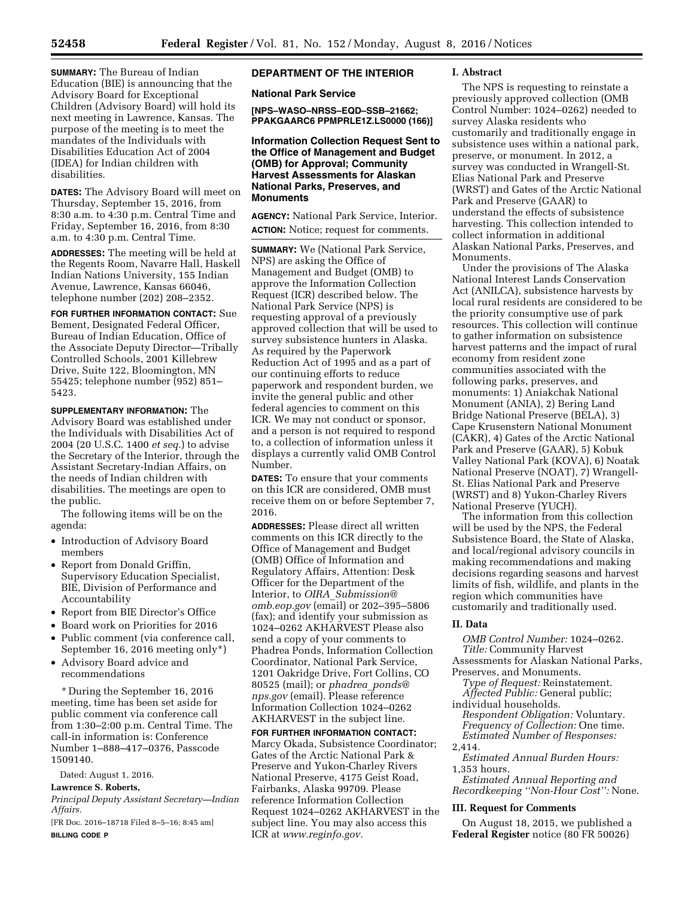**SUMMARY:** The Bureau of Indian Education (BIE) is announcing that the Advisory Board for Exceptional Children (Advisory Board) will hold its next meeting in Lawrence, Kansas. The purpose of the meeting is to meet the mandates of the Individuals with Disabilities Education Act of 2004 (IDEA) for Indian children with disabilities.

**DATES:** The Advisory Board will meet on Thursday, September 15, 2016, from 8:30 a.m. to 4:30 p.m. Central Time and Friday, September 16, 2016, from 8:30 a.m. to 4:30 p.m. Central Time.

**ADDRESSES:** The meeting will be held at the Regents Room, Navarre Hall, Haskell Indian Nations University, 155 Indian Avenue, Lawrence, Kansas 66046, telephone number (202) 208–2352.

**FOR FURTHER INFORMATION CONTACT:** Sue Bement, Designated Federal Officer, Bureau of Indian Education, Office of the Associate Deputy Director—Tribally Controlled Schools, 2001 Killebrew Drive, Suite 122, Bloomington, MN 55425; telephone number (952) 851–5423.

**SUPPLEMENTARY INFORMATION:** The Advisory Board was established under the Individuals with Disabilities Act of 2004 (20 U.S.C. 1400 *et seq.*) to advise the Secretary of the Interior, through the Assistant Secretary-Indian Affairs, on the needs of Indian children with disabilities. The meetings are open to the public.

The following items will be on the agenda:

- Introduction of Advisory Board members
- Report from Donald Griffin, Supervisory Education Specialist, BIE, Division of Performance and Accountability
- Report from BIE Director's Office
- Board work on Priorities for 2016
- Public comment (via conference call, September 16, 2016 meeting only*)
- Advisory Board advice and recommendations

* During the September 16, 2016 meeting, time has been set aside for public comment via conference call from 1:30–2:00 p.m. Central Time. The call-in information is: Conference Number 1–888–417–0376, Passcode 1509140.

Dated: August 1, 2016.

**Lawrence S. Roberts,**

*Principal Deputy Assistant Secretary—Indian Affairs.*

[FR Doc. 2016–18718 Filed 8–5–16; 8:45 am]

**BILLING CODE P**

## DEPARTMENT OF THE INTERIOR

### National Park Service

**[NPS–WASO–NRSS–EQD–SSB–21662; PPAKGAARC6 PPMPRLE1Z.LS0000 (166)]**

### Information Collection Request Sent to the Office of Management and Budget (OMB) for Approval; Community Harvest Assessments for Alaskan National Parks, Preserves, and Monuments

**AGENCY:** National Park Service, Interior.

**ACTION:** Notice; request for comments.

**SUMMARY:** We (National Park Service, NPS) are asking the Office of Management and Budget (OMB) to approve the Information Collection Request (ICR) described below. The National Park Service (NPS) is requesting approval of a previously approved collection that will be used to survey subsistence hunters in Alaska. As required by the Paperwork Reduction Act of 1995 and as a part of our continuing efforts to reduce paperwork and respondent burden, we invite the general public and other federal agencies to comment on this ICR. We may not conduct or sponsor, and a person is not required to respond to, a collection of information unless it displays a currently valid OMB Control Number.

**DATES:** To ensure that your comments on this ICR are considered, OMB must receive them on or before September 7, 2016.

**ADDRESSES:** Please direct all written comments on this ICR directly to the Office of Management and Budget (OMB) Office of Information and Regulatory Affairs, Attention: Desk Officer for the Department of the Interior, to *OIRA_Submission@omb.eop.gov* (email) or 202–395–5806 (fax); and identify your submission as 1024–0262 AKHARVEST Please also send a copy of your comments to Phadrea Ponds, Information Collection Coordinator, National Park Service, 1201 Oakridge Drive, Fort Collins, CO 80525 (mail); or *phadrea_ponds@nps.gov* (email). Please reference Information Collection 1024–0262 AKHARVEST in the subject line.

**FOR FURTHER INFORMATION CONTACT:** Marcy Okada, Subsistence Coordinator; Gates of the Arctic National Park & Preserve and Yukon-Charley Rivers National Preserve, 4175 Geist Road, Fairbanks, Alaska 99709. Please reference Information Collection Request 1024–0262 AKHARVEST in the subject line. You may also access this ICR at *www.reginfo.gov.*

#### I. Abstract

The NPS is requesting to reinstate a previously approved collection (OMB Control Number: 1024–0262) needed to survey Alaska residents who customarily and traditionally engage in subsistence uses within a national park, preserve, or monument. In 2012, a survey was conducted in Wrangell-St. Elias National Park and Preserve (WRST) and Gates of the Arctic National Park and Preserve (GAAR) to understand the effects of subsistence harvesting. This collection intended to collect information in additional Alaskan National Parks, Preserves, and Monuments.

Under the provisions of The Alaska National Interest Lands Conservation Act (ANILCA), subsistence harvests by local rural residents are considered to be the priority consumptive use of park resources. This collection will continue to gather information on subsistence harvest patterns and the impact of rural economy from resident zone communities associated with the following parks, preserves, and monuments: 1) Aniakchak National Monument (ANIA), 2) Bering Land Bridge National Preserve (BELA), 3) Cape Krusenstern National Monument (CAKR), 4) Gates of the Arctic National Park and Preserve (GAAR), 5) Kobuk Valley National Park (KOVA), 6) Noatak National Preserve (NOAT), 7) Wrangell-St. Elias National Park and Preserve (WRST) and 8) Yukon-Charley Rivers National Preserve (YUCH).

The information from this collection will be used by the NPS, the Federal Subsistence Board, the State of Alaska, and local/regional advisory councils in making recommendations and making decisions regarding seasons and harvest limits of fish, wildlife, and plants in the region which communities have customarily and traditionally used.

#### II. Data

*OMB Control Number:* 1024–0262.

*Title:* Community Harvest Assessments for Alaskan National Parks, Preserves, and Monuments.

*Type of Request:* Reinstatement.

*Affected Public:* General public; individual households.

*Respondent Obligation:* Voluntary.

*Frequency of Collection:* One time.

*Estimated Number of Responses:* 2,414.

*Estimated Annual Burden Hours:* 1,353 hours.

*Estimated Annual Reporting and Recordkeeping "Non-Hour Cost":* None.

#### III. Request for Comments

On August 18, 2015, we published a **Federal Register** notice (80 FR 50026)